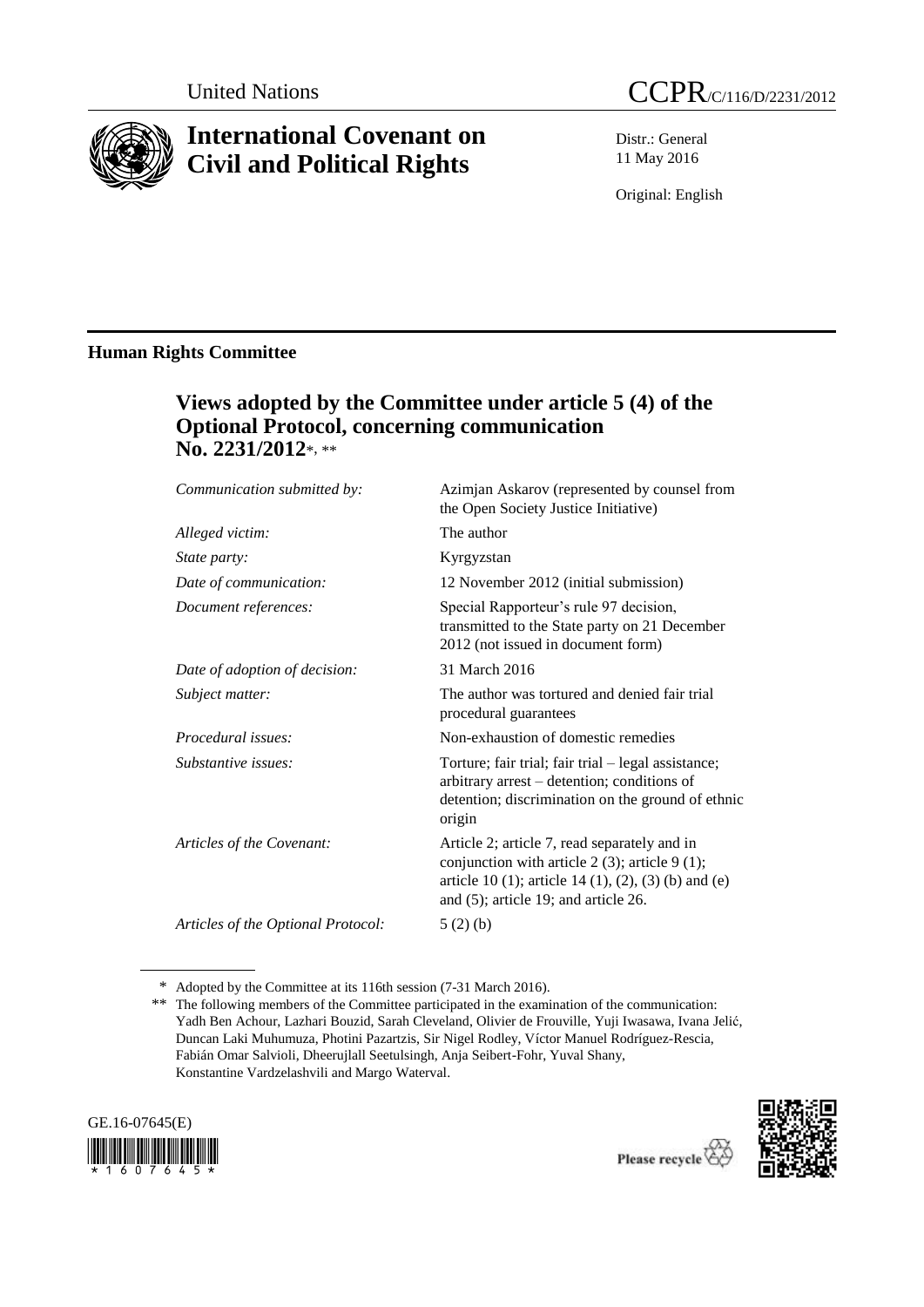United Nations

# CCPR/C/116/D/2231/2012

# International Covenant on Civil and Political Rights

Distr.: General
11 May 2016

Original: English

## Human Rights Committee

### Views adopted by the Committee under article 5 (4) of the Optional Protocol, concerning communication No. 2231/2012*, **

| | |
|---|---|
| *Communication submitted by:* | Azimjan Askarov (represented by counsel from the Open Society Justice Initiative) |
| *Alleged victim:* | The author |
| *State party:* | Kyrgyzstan |
| *Date of communication:* | 12 November 2012 (initial submission) |
| *Document references:* | Special Rapporteur's rule 97 decision, transmitted to the State party on 21 December 2012 (not issued in document form) |
| *Date of adoption of decision:* | 31 March 2016 |
| *Subject matter:* | The author was tortured and denied fair trial procedural guarantees |
| *Procedural issues:* | Non-exhaustion of domestic remedies |
| *Substantive issues:* | Torture; fair trial; fair trial – legal assistance; arbitrary arrest – detention; conditions of detention; discrimination on the ground of ethnic origin |
| *Articles of the Covenant:* | Article 2; article 7, read separately and in conjunction with article 2 (3); article 9 (1); article 10 (1); article 14 (1), (2), (3) (b) and (e) and (5); article 19; and article 26. |
| *Articles of the Optional Protocol:* | 5 (2) (b) |

---

\* Adopted by the Committee at its 116th session (7-31 March 2016).

\*\* The following members of the Committee participated in the examination of the communication: Yadh Ben Achour, Lazhari Bouzid, Sarah Cleveland, Olivier de Frouville, Yuji Iwasawa, Ivana Jelić, Duncan Laki Muhumuza, Photini Pazartzis, Sir Nigel Rodley, Víctor Manuel Rodríguez-Rescia, Fabián Omar Salvioli, Dheerujlall Seetulsingh, Anja Seibert-Fohr, Yuval Shany, Konstantine Vardzelashvili and Margo Waterval.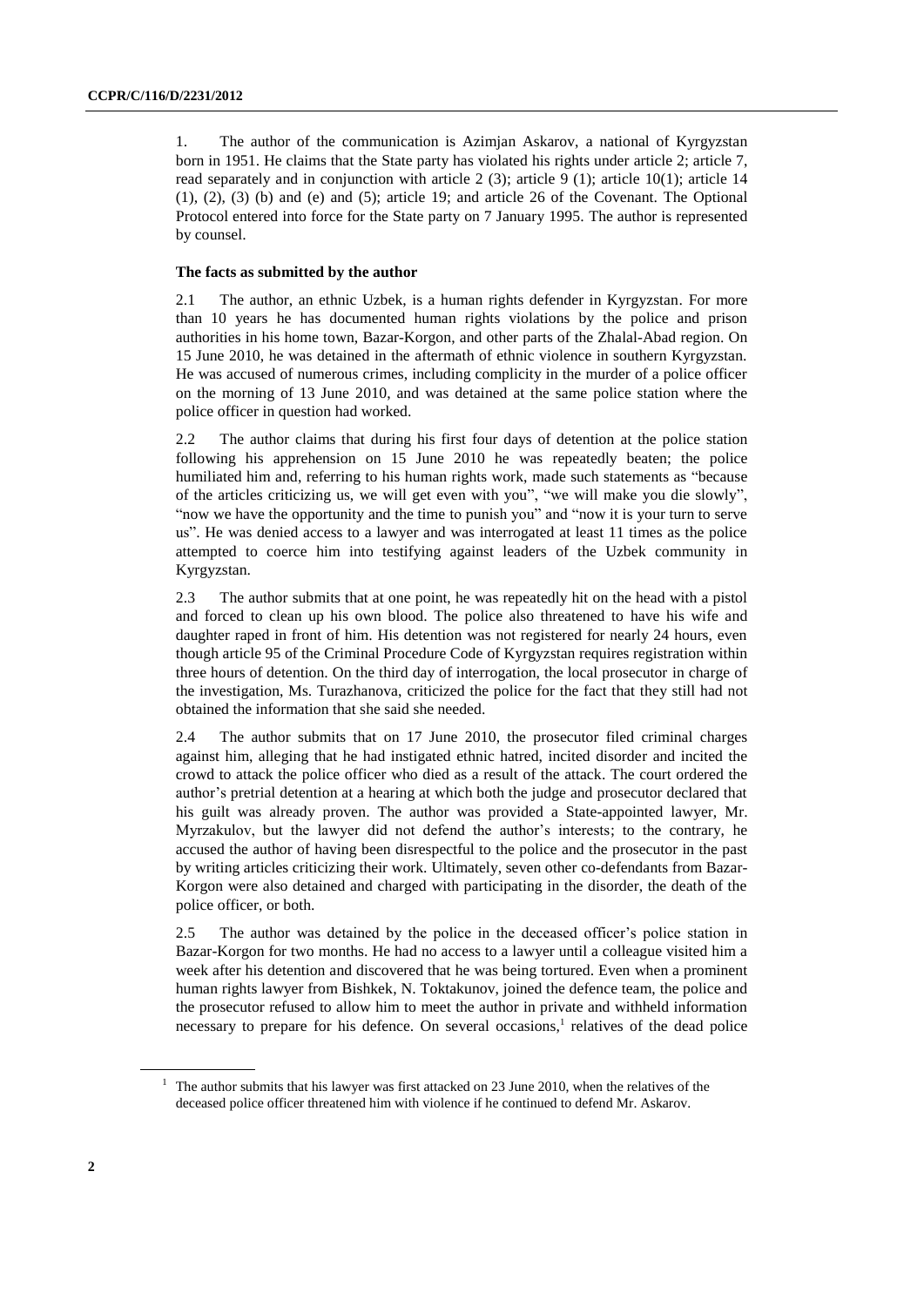1. The author of the communication is Azimjan Askarov, a national of Kyrgyzstan born in 1951. He claims that the State party has violated his rights under article 2; article 7, read separately and in conjunction with article 2 (3); article 9 (1); article 10(1); article 14 (1), (2), (3) (b) and (e) and (5); article 19; and article 26 of the Covenant. The Optional Protocol entered into force for the State party on 7 January 1995. The author is represented by counsel.

### The facts as submitted by the author

2.1 The author, an ethnic Uzbek, is a human rights defender in Kyrgyzstan. For more than 10 years he has documented human rights violations by the police and prison authorities in his home town, Bazar-Korgon, and other parts of the Zhalal-Abad region. On 15 June 2010, he was detained in the aftermath of ethnic violence in southern Kyrgyzstan. He was accused of numerous crimes, including complicity in the murder of a police officer on the morning of 13 June 2010, and was detained at the same police station where the police officer in question had worked.

2.2 The author claims that during his first four days of detention at the police station following his apprehension on 15 June 2010 he was repeatedly beaten; the police humiliated him and, referring to his human rights work, made such statements as "because of the articles criticizing us, we will get even with you", "we will make you die slowly", "now we have the opportunity and the time to punish you" and "now it is your turn to serve us". He was denied access to a lawyer and was interrogated at least 11 times as the police attempted to coerce him into testifying against leaders of the Uzbek community in Kyrgyzstan.

2.3 The author submits that at one point, he was repeatedly hit on the head with a pistol and forced to clean up his own blood. The police also threatened to have his wife and daughter raped in front of him. His detention was not registered for nearly 24 hours, even though article 95 of the Criminal Procedure Code of Kyrgyzstan requires registration within three hours of detention. On the third day of interrogation, the local prosecutor in charge of the investigation, Ms. Turazhanova, criticized the police for the fact that they still had not obtained the information that she said she needed.

2.4 The author submits that on 17 June 2010, the prosecutor filed criminal charges against him, alleging that he had instigated ethnic hatred, incited disorder and incited the crowd to attack the police officer who died as a result of the attack. The court ordered the author's pretrial detention at a hearing at which both the judge and prosecutor declared that his guilt was already proven. The author was provided a State-appointed lawyer, Mr. Myrzakulov, but the lawyer did not defend the author's interests; to the contrary, he accused the author of having been disrespectful to the police and the prosecutor in the past by writing articles criticizing their work. Ultimately, seven other co-defendants from Bazar-Korgon were also detained and charged with participating in the disorder, the death of the police officer, or both.

2.5 The author was detained by the police in the deceased officer's police station in Bazar-Korgon for two months. He had no access to a lawyer until a colleague visited him a week after his detention and discovered that he was being tortured. Even when a prominent human rights lawyer from Bishkek, N. Toktakunov, joined the defence team, the police and the prosecutor refused to allow him to meet the author in private and withheld information necessary to prepare for his defence. On several occasions,[1] relatives of the dead police

[1] The author submits that his lawyer was first attacked on 23 June 2010, when the relatives of the deceased police officer threatened him with violence if he continued to defend Mr. Askarov.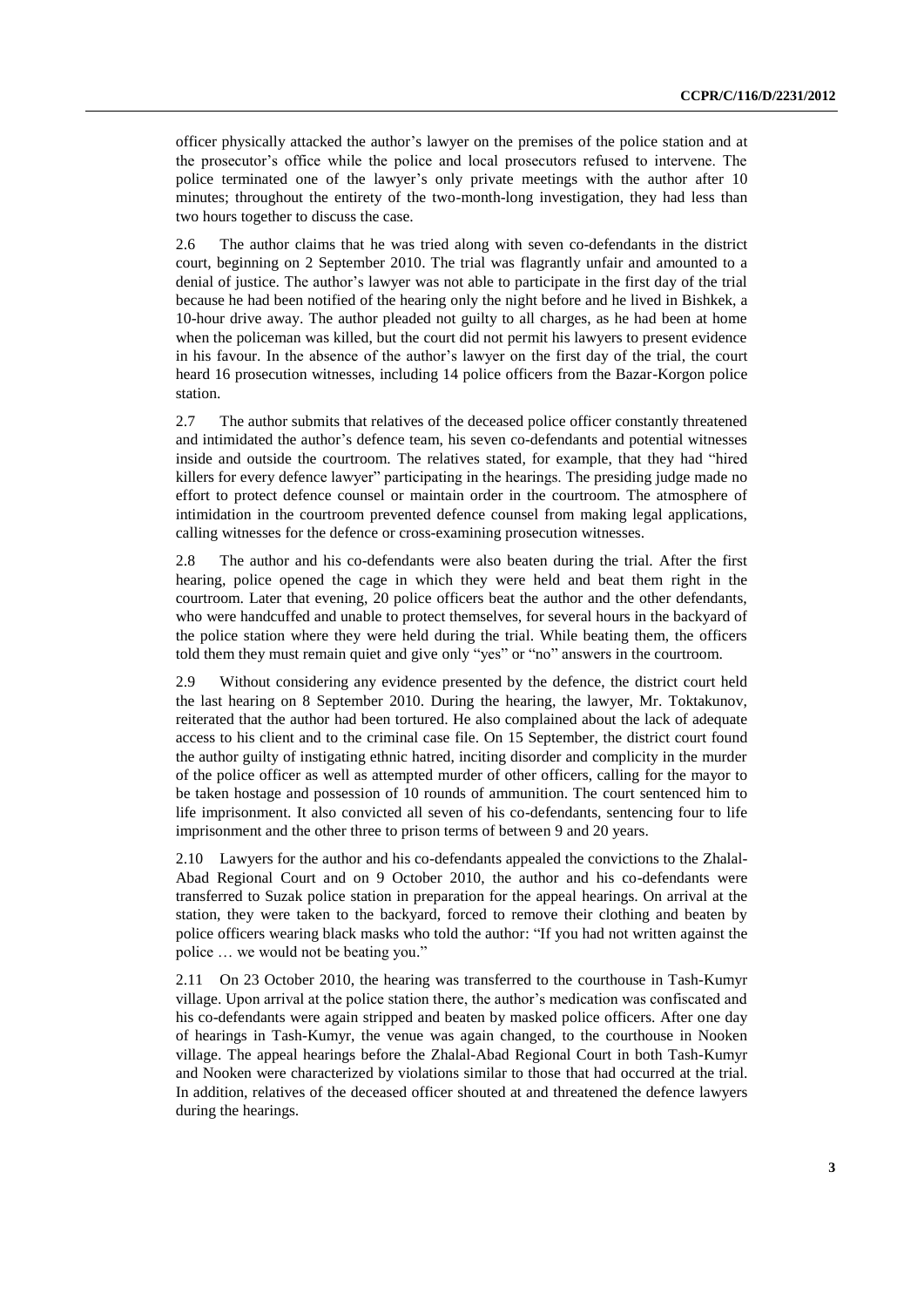officer physically attacked the author's lawyer on the premises of the police station and at the prosecutor's office while the police and local prosecutors refused to intervene. The police terminated one of the lawyer's only private meetings with the author after 10 minutes; throughout the entirety of the two-month-long investigation, they had less than two hours together to discuss the case.

2.6 The author claims that he was tried along with seven co-defendants in the district court, beginning on 2 September 2010. The trial was flagrantly unfair and amounted to a denial of justice. The author's lawyer was not able to participate in the first day of the trial because he had been notified of the hearing only the night before and he lived in Bishkek, a 10-hour drive away. The author pleaded not guilty to all charges, as he had been at home when the policeman was killed, but the court did not permit his lawyers to present evidence in his favour. In the absence of the author's lawyer on the first day of the trial, the court heard 16 prosecution witnesses, including 14 police officers from the Bazar-Korgon police station.

2.7 The author submits that relatives of the deceased police officer constantly threatened and intimidated the author's defence team, his seven co-defendants and potential witnesses inside and outside the courtroom. The relatives stated, for example, that they had "hired killers for every defence lawyer" participating in the hearings. The presiding judge made no effort to protect defence counsel or maintain order in the courtroom. The atmosphere of intimidation in the courtroom prevented defence counsel from making legal applications, calling witnesses for the defence or cross-examining prosecution witnesses.

2.8 The author and his co-defendants were also beaten during the trial. After the first hearing, police opened the cage in which they were held and beat them right in the courtroom. Later that evening, 20 police officers beat the author and the other defendants, who were handcuffed and unable to protect themselves, for several hours in the backyard of the police station where they were held during the trial. While beating them, the officers told them they must remain quiet and give only "yes" or "no" answers in the courtroom.

2.9 Without considering any evidence presented by the defence, the district court held the last hearing on 8 September 2010. During the hearing, the lawyer, Mr. Toktakunov, reiterated that the author had been tortured. He also complained about the lack of adequate access to his client and to the criminal case file. On 15 September, the district court found the author guilty of instigating ethnic hatred, inciting disorder and complicity in the murder of the police officer as well as attempted murder of other officers, calling for the mayor to be taken hostage and possession of 10 rounds of ammunition. The court sentenced him to life imprisonment. It also convicted all seven of his co-defendants, sentencing four to life imprisonment and the other three to prison terms of between 9 and 20 years.

2.10 Lawyers for the author and his co-defendants appealed the convictions to the Zhalal-Abad Regional Court and on 9 October 2010, the author and his co-defendants were transferred to Suzak police station in preparation for the appeal hearings. On arrival at the station, they were taken to the backyard, forced to remove their clothing and beaten by police officers wearing black masks who told the author: "If you had not written against the police … we would not be beating you."

2.11 On 23 October 2010, the hearing was transferred to the courthouse in Tash-Kumyr village. Upon arrival at the police station there, the author's medication was confiscated and his co-defendants were again stripped and beaten by masked police officers. After one day of hearings in Tash-Kumyr, the venue was again changed, to the courthouse in Nooken village. The appeal hearings before the Zhalal-Abad Regional Court in both Tash-Kumyr and Nooken were characterized by violations similar to those that had occurred at the trial. In addition, relatives of the deceased officer shouted at and threatened the defence lawyers during the hearings.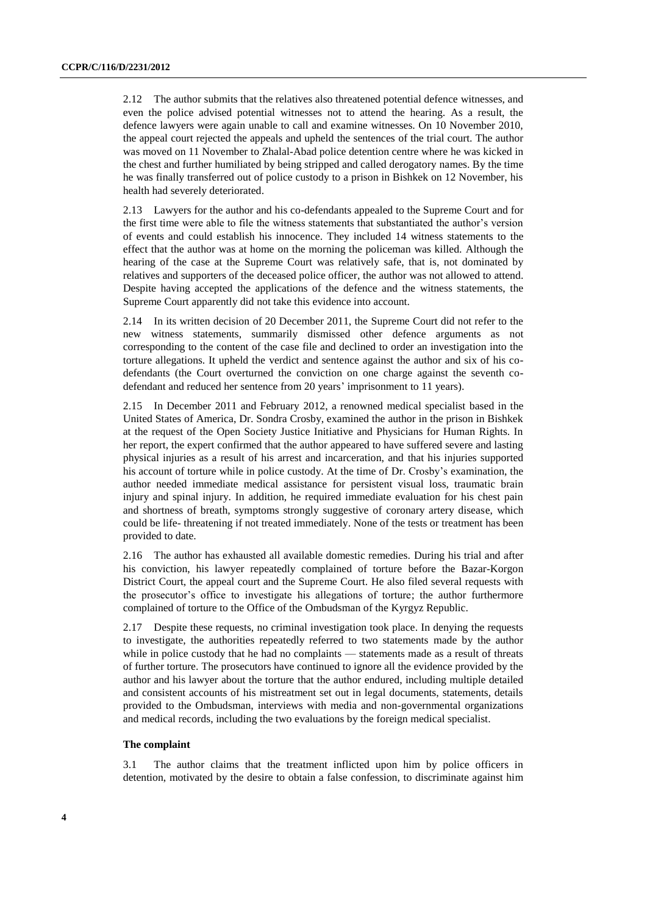2.12 The author submits that the relatives also threatened potential defence witnesses, and even the police advised potential witnesses not to attend the hearing. As a result, the defence lawyers were again unable to call and examine witnesses. On 10 November 2010, the appeal court rejected the appeals and upheld the sentences of the trial court. The author was moved on 11 November to Zhalal-Abad police detention centre where he was kicked in the chest and further humiliated by being stripped and called derogatory names. By the time he was finally transferred out of police custody to a prison in Bishkek on 12 November, his health had severely deteriorated.

2.13 Lawyers for the author and his co-defendants appealed to the Supreme Court and for the first time were able to file the witness statements that substantiated the author's version of events and could establish his innocence. They included 14 witness statements to the effect that the author was at home on the morning the policeman was killed. Although the hearing of the case at the Supreme Court was relatively safe, that is, not dominated by relatives and supporters of the deceased police officer, the author was not allowed to attend. Despite having accepted the applications of the defence and the witness statements, the Supreme Court apparently did not take this evidence into account.

2.14 In its written decision of 20 December 2011, the Supreme Court did not refer to the new witness statements, summarily dismissed other defence arguments as not corresponding to the content of the case file and declined to order an investigation into the torture allegations. It upheld the verdict and sentence against the author and six of his co-defendants (the Court overturned the conviction on one charge against the seventh co-defendant and reduced her sentence from 20 years' imprisonment to 11 years).

2.15 In December 2011 and February 2012, a renowned medical specialist based in the United States of America, Dr. Sondra Crosby, examined the author in the prison in Bishkek at the request of the Open Society Justice Initiative and Physicians for Human Rights. In her report, the expert confirmed that the author appeared to have suffered severe and lasting physical injuries as a result of his arrest and incarceration, and that his injuries supported his account of torture while in police custody. At the time of Dr. Crosby's examination, the author needed immediate medical assistance for persistent visual loss, traumatic brain injury and spinal injury. In addition, he required immediate evaluation for his chest pain and shortness of breath, symptoms strongly suggestive of coronary artery disease, which could be life- threatening if not treated immediately. None of the tests or treatment has been provided to date.

2.16 The author has exhausted all available domestic remedies. During his trial and after his conviction, his lawyer repeatedly complained of torture before the Bazar-Korgon District Court, the appeal court and the Supreme Court. He also filed several requests with the prosecutor's office to investigate his allegations of torture; the author furthermore complained of torture to the Office of the Ombudsman of the Kyrgyz Republic.

2.17 Despite these requests, no criminal investigation took place. In denying the requests to investigate, the authorities repeatedly referred to two statements made by the author while in police custody that he had no complaints — statements made as a result of threats of further torture. The prosecutors have continued to ignore all the evidence provided by the author and his lawyer about the torture that the author endured, including multiple detailed and consistent accounts of his mistreatment set out in legal documents, statements, details provided to the Ombudsman, interviews with media and non-governmental organizations and medical records, including the two evaluations by the foreign medical specialist.

### The complaint

3.1 The author claims that the treatment inflicted upon him by police officers in detention, motivated by the desire to obtain a false confession, to discriminate against him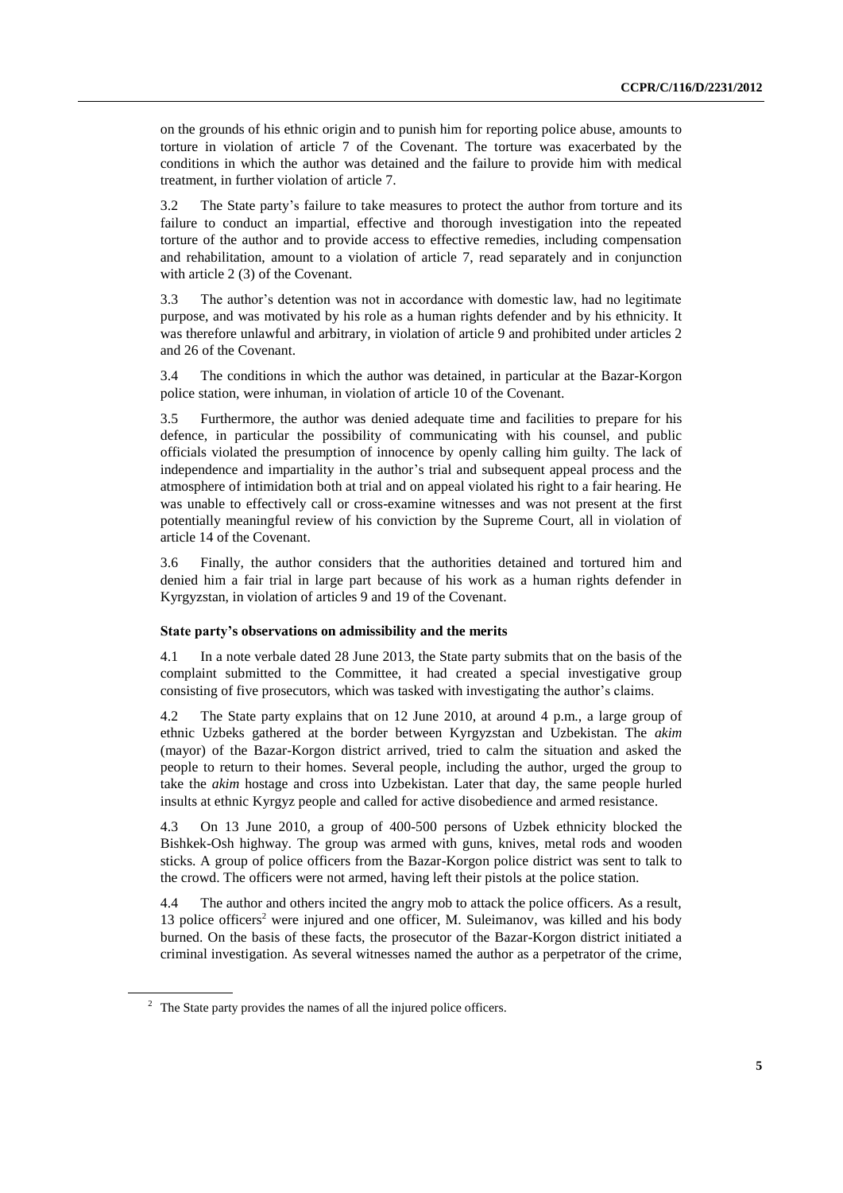on the grounds of his ethnic origin and to punish him for reporting police abuse, amounts to torture in violation of article 7 of the Covenant. The torture was exacerbated by the conditions in which the author was detained and the failure to provide him with medical treatment, in further violation of article 7.

3.2 The State party's failure to take measures to protect the author from torture and its failure to conduct an impartial, effective and thorough investigation into the repeated torture of the author and to provide access to effective remedies, including compensation and rehabilitation, amount to a violation of article 7, read separately and in conjunction with article 2 (3) of the Covenant.

3.3 The author's detention was not in accordance with domestic law, had no legitimate purpose, and was motivated by his role as a human rights defender and by his ethnicity. It was therefore unlawful and arbitrary, in violation of article 9 and prohibited under articles 2 and 26 of the Covenant.

3.4 The conditions in which the author was detained, in particular at the Bazar-Korgon police station, were inhuman, in violation of article 10 of the Covenant.

3.5 Furthermore, the author was denied adequate time and facilities to prepare for his defence, in particular the possibility of communicating with his counsel, and public officials violated the presumption of innocence by openly calling him guilty. The lack of independence and impartiality in the author's trial and subsequent appeal process and the atmosphere of intimidation both at trial and on appeal violated his right to a fair hearing. He was unable to effectively call or cross-examine witnesses and was not present at the first potentially meaningful review of his conviction by the Supreme Court, all in violation of article 14 of the Covenant.

3.6 Finally, the author considers that the authorities detained and tortured him and denied him a fair trial in large part because of his work as a human rights defender in Kyrgyzstan, in violation of articles 9 and 19 of the Covenant.

### State party's observations on admissibility and the merits

4.1 In a note verbale dated 28 June 2013, the State party submits that on the basis of the complaint submitted to the Committee, it had created a special investigative group consisting of five prosecutors, which was tasked with investigating the author's claims.

4.2 The State party explains that on 12 June 2010, at around 4 p.m., a large group of ethnic Uzbeks gathered at the border between Kyrgyzstan and Uzbekistan. The *akim* (mayor) of the Bazar-Korgon district arrived, tried to calm the situation and asked the people to return to their homes. Several people, including the author, urged the group to take the *akim* hostage and cross into Uzbekistan. Later that day, the same people hurled insults at ethnic Kyrgyz people and called for active disobedience and armed resistance.

4.3 On 13 June 2010, a group of 400-500 persons of Uzbek ethnicity blocked the Bishkek-Osh highway. The group was armed with guns, knives, metal rods and wooden sticks. A group of police officers from the Bazar-Korgon police district was sent to talk to the crowd. The officers were not armed, having left their pistols at the police station.

4.4 The author and others incited the angry mob to attack the police officers. As a result, 13 police officers[2] were injured and one officer, M. Suleimanov, was killed and his body burned. On the basis of these facts, the prosecutor of the Bazar-Korgon district initiated a criminal investigation. As several witnesses named the author as a perpetrator of the crime,

[2] The State party provides the names of all the injured police officers.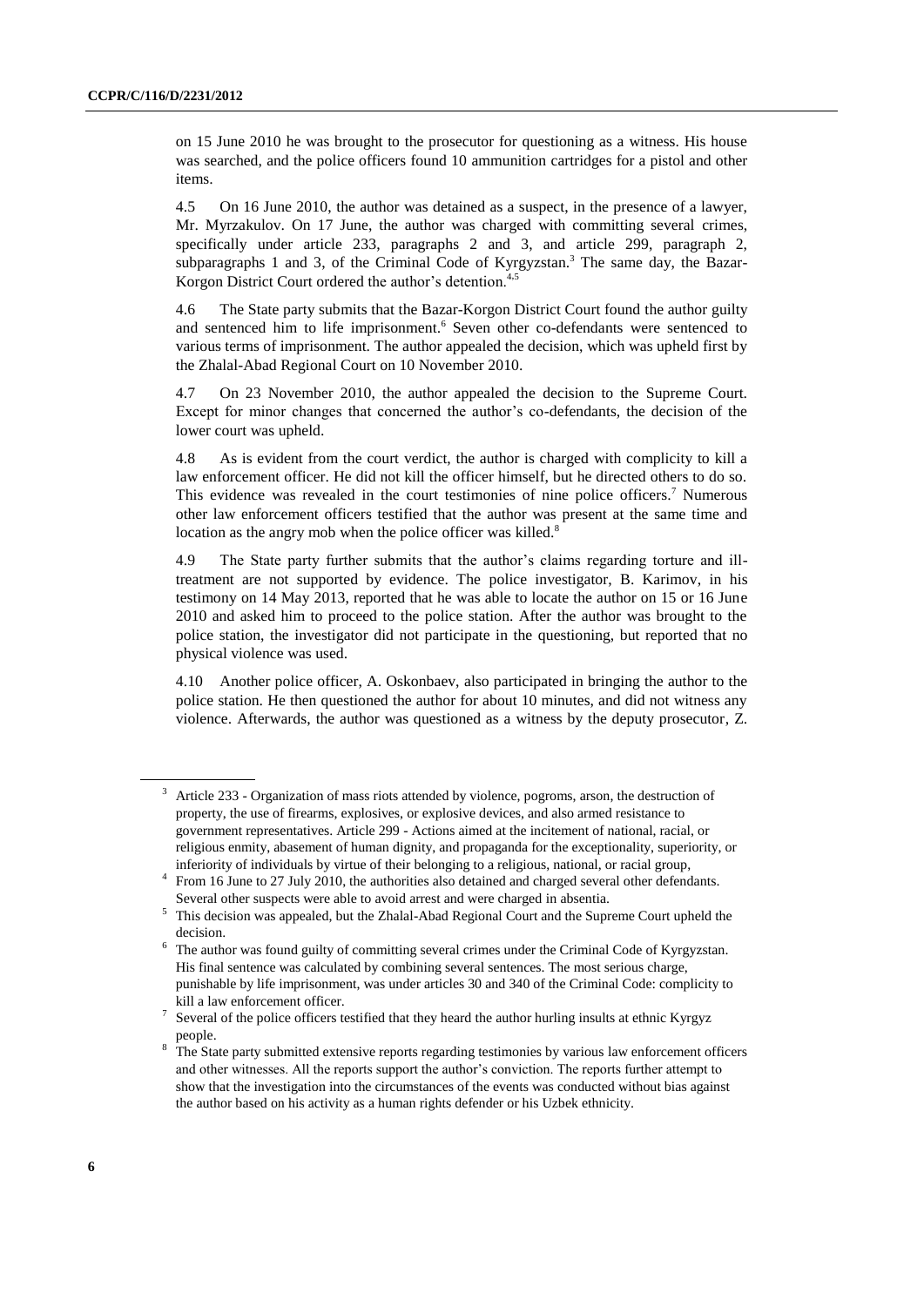on 15 June 2010 he was brought to the prosecutor for questioning as a witness. His house was searched, and the police officers found 10 ammunition cartridges for a pistol and other items.

4.5 On 16 June 2010, the author was detained as a suspect, in the presence of a lawyer, Mr. Myrzakulov. On 17 June, the author was charged with committing several crimes, specifically under article 233, paragraphs 2 and 3, and article 299, paragraph 2, subparagraphs 1 and 3, of the Criminal Code of Kyrgyzstan.[3] The same day, the Bazar-Korgon District Court ordered the author's detention.[4,5]

4.6 The State party submits that the Bazar-Korgon District Court found the author guilty and sentenced him to life imprisonment.[6] Seven other co-defendants were sentenced to various terms of imprisonment. The author appealed the decision, which was upheld first by the Zhalal-Abad Regional Court on 10 November 2010.

4.7 On 23 November 2010, the author appealed the decision to the Supreme Court. Except for minor changes that concerned the author's co-defendants, the decision of the lower court was upheld.

4.8 As is evident from the court verdict, the author is charged with complicity to kill a law enforcement officer. He did not kill the officer himself, but he directed others to do so. This evidence was revealed in the court testimonies of nine police officers.[7] Numerous other law enforcement officers testified that the author was present at the same time and location as the angry mob when the police officer was killed.[8]

4.9 The State party further submits that the author's claims regarding torture and ill-treatment are not supported by evidence. The police investigator, B. Karimov, in his testimony on 14 May 2013, reported that he was able to locate the author on 15 or 16 June 2010 and asked him to proceed to the police station. After the author was brought to the police station, the investigator did not participate in the questioning, but reported that no physical violence was used.

4.10 Another police officer, A. Oskonbaev, also participated in bringing the author to the police station. He then questioned the author for about 10 minutes, and did not witness any violence. Afterwards, the author was questioned as a witness by the deputy prosecutor, Z.

---

[3] Article 233 - Organization of mass riots attended by violence, pogroms, arson, the destruction of property, the use of firearms, explosives, or explosive devices, and also armed resistance to government representatives. Article 299 - Actions aimed at the incitement of national, racial, or religious enmity, abasement of human dignity, and propaganda for the exceptionality, superiority, or inferiority of individuals by virtue of their belonging to a religious, national, or racial group,

[4] From 16 June to 27 July 2010, the authorities also detained and charged several other defendants. Several other suspects were able to avoid arrest and were charged in absentia.

[5] This decision was appealed, but the Zhalal-Abad Regional Court and the Supreme Court upheld the decision.

[6] The author was found guilty of committing several crimes under the Criminal Code of Kyrgyzstan. His final sentence was calculated by combining several sentences. The most serious charge, punishable by life imprisonment, was under articles 30 and 340 of the Criminal Code: complicity to kill a law enforcement officer.

[7] Several of the police officers testified that they heard the author hurling insults at ethnic Kyrgyz people.

[8] The State party submitted extensive reports regarding testimonies by various law enforcement officers and other witnesses. All the reports support the author's conviction. The reports further attempt to show that the investigation into the circumstances of the events was conducted without bias against the author based on his activity as a human rights defender or his Uzbek ethnicity.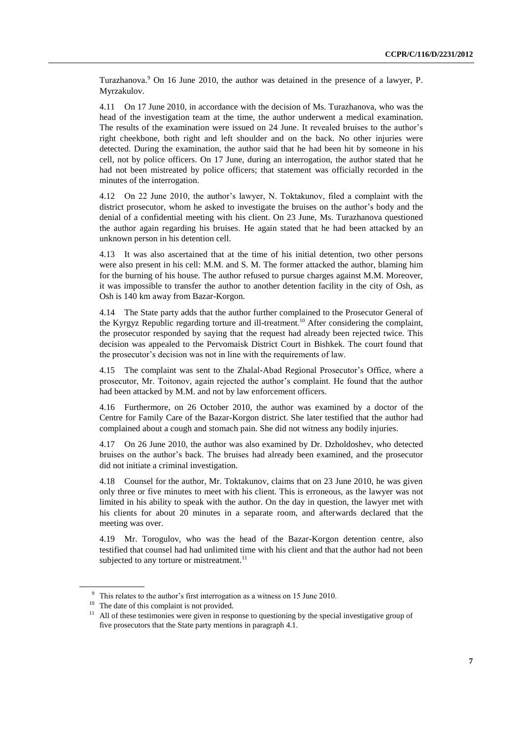Turazhanova.[9] On 16 June 2010, the author was detained in the presence of a lawyer, P. Myrzakulov.

4.11 On 17 June 2010, in accordance with the decision of Ms. Turazhanova, who was the head of the investigation team at the time, the author underwent a medical examination. The results of the examination were issued on 24 June. It revealed bruises to the author's right cheekbone, both right and left shoulder and on the back. No other injuries were detected. During the examination, the author said that he had been hit by someone in his cell, not by police officers. On 17 June, during an interrogation, the author stated that he had not been mistreated by police officers; that statement was officially recorded in the minutes of the interrogation.

4.12 On 22 June 2010, the author's lawyer, N. Toktakunov, filed a complaint with the district prosecutor, whom he asked to investigate the bruises on the author's body and the denial of a confidential meeting with his client. On 23 June, Ms. Turazhanova questioned the author again regarding his bruises. He again stated that he had been attacked by an unknown person in his detention cell.

4.13 It was also ascertained that at the time of his initial detention, two other persons were also present in his cell: M.M. and S. M. The former attacked the author, blaming him for the burning of his house. The author refused to pursue charges against M.M. Moreover, it was impossible to transfer the author to another detention facility in the city of Osh, as Osh is 140 km away from Bazar-Korgon.

4.14 The State party adds that the author further complained to the Prosecutor General of the Kyrgyz Republic regarding torture and ill-treatment.[10] After considering the complaint, the prosecutor responded by saying that the request had already been rejected twice. This decision was appealed to the Pervomaisk District Court in Bishkek. The court found that the prosecutor's decision was not in line with the requirements of law.

4.15 The complaint was sent to the Zhalal-Abad Regional Prosecutor's Office, where a prosecutor, Mr. Toitonov, again rejected the author's complaint. He found that the author had been attacked by M.M. and not by law enforcement officers.

4.16 Furthermore, on 26 October 2010, the author was examined by a doctor of the Centre for Family Care of the Bazar-Korgon district. She later testified that the author had complained about a cough and stomach pain. She did not witness any bodily injuries.

4.17 On 26 June 2010, the author was also examined by Dr. Dzholdoshev, who detected bruises on the author's back. The bruises had already been examined, and the prosecutor did not initiate a criminal investigation.

4.18 Counsel for the author, Mr. Toktakunov, claims that on 23 June 2010, he was given only three or five minutes to meet with his client. This is erroneous, as the lawyer was not limited in his ability to speak with the author. On the day in question, the lawyer met with his clients for about 20 minutes in a separate room, and afterwards declared that the meeting was over.

4.19 Mr. Torogulov, who was the head of the Bazar-Korgon detention centre, also testified that counsel had had unlimited time with his client and that the author had not been subjected to any torture or mistreatment.[11]

---

[9] This relates to the author's first interrogation as a witness on 15 June 2010.

[10] The date of this complaint is not provided.

[11] All of these testimonies were given in response to questioning by the special investigative group of five prosecutors that the State party mentions in paragraph 4.1.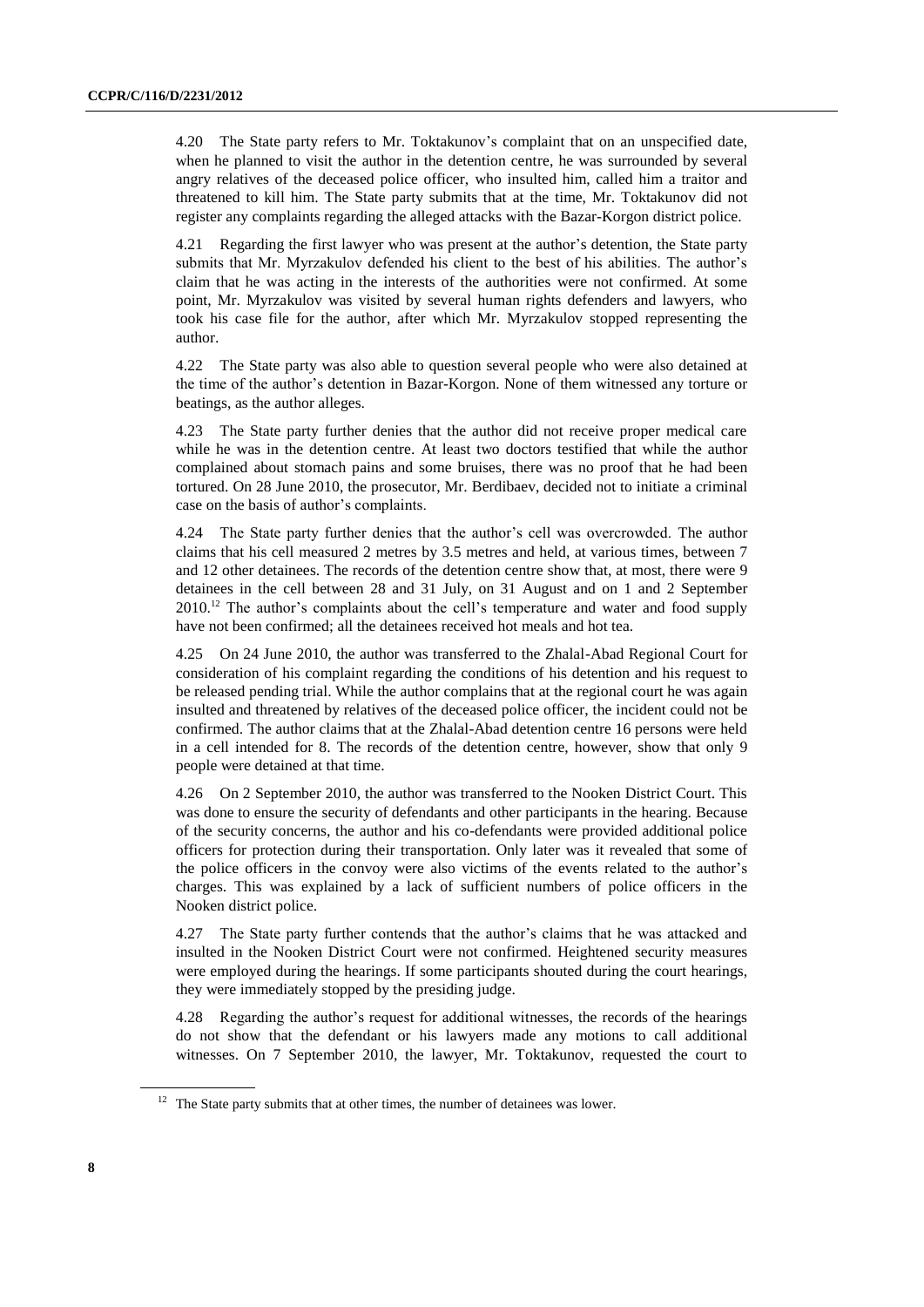4.20 The State party refers to Mr. Toktakunov's complaint that on an unspecified date, when he planned to visit the author in the detention centre, he was surrounded by several angry relatives of the deceased police officer, who insulted him, called him a traitor and threatened to kill him. The State party submits that at the time, Mr. Toktakunov did not register any complaints regarding the alleged attacks with the Bazar-Korgon district police.

4.21 Regarding the first lawyer who was present at the author's detention, the State party submits that Mr. Myrzakulov defended his client to the best of his abilities. The author's claim that he was acting in the interests of the authorities were not confirmed. At some point, Mr. Myrzakulov was visited by several human rights defenders and lawyers, who took his case file for the author, after which Mr. Myrzakulov stopped representing the author.

4.22 The State party was also able to question several people who were also detained at the time of the author's detention in Bazar-Korgon. None of them witnessed any torture or beatings, as the author alleges.

4.23 The State party further denies that the author did not receive proper medical care while he was in the detention centre. At least two doctors testified that while the author complained about stomach pains and some bruises, there was no proof that he had been tortured. On 28 June 2010, the prosecutor, Mr. Berdibaev, decided not to initiate a criminal case on the basis of author's complaints.

4.24 The State party further denies that the author's cell was overcrowded. The author claims that his cell measured 2 metres by 3.5 metres and held, at various times, between 7 and 12 other detainees. The records of the detention centre show that, at most, there were 9 detainees in the cell between 28 and 31 July, on 31 August and on 1 and 2 September 2010.[12] The author's complaints about the cell's temperature and water and food supply have not been confirmed; all the detainees received hot meals and hot tea.

4.25 On 24 June 2010, the author was transferred to the Zhalal-Abad Regional Court for consideration of his complaint regarding the conditions of his detention and his request to be released pending trial. While the author complains that at the regional court he was again insulted and threatened by relatives of the deceased police officer, the incident could not be confirmed. The author claims that at the Zhalal-Abad detention centre 16 persons were held in a cell intended for 8. The records of the detention centre, however, show that only 9 people were detained at that time.

4.26 On 2 September 2010, the author was transferred to the Nooken District Court. This was done to ensure the security of defendants and other participants in the hearing. Because of the security concerns, the author and his co-defendants were provided additional police officers for protection during their transportation. Only later was it revealed that some of the police officers in the convoy were also victims of the events related to the author's charges. This was explained by a lack of sufficient numbers of police officers in the Nooken district police.

4.27 The State party further contends that the author's claims that he was attacked and insulted in the Nooken District Court were not confirmed. Heightened security measures were employed during the hearings. If some participants shouted during the court hearings, they were immediately stopped by the presiding judge.

4.28 Regarding the author's request for additional witnesses, the records of the hearings do not show that the defendant or his lawyers made any motions to call additional witnesses. On 7 September 2010, the lawyer, Mr. Toktakunov, requested the court to

[12] The State party submits that at other times, the number of detainees was lower.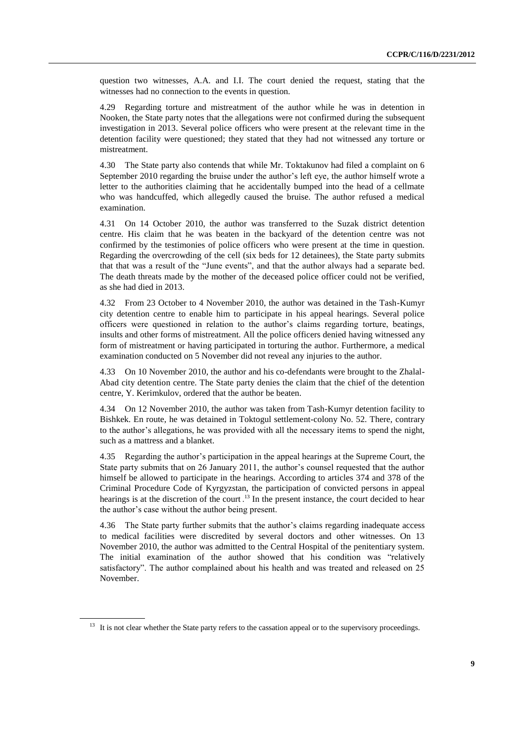question two witnesses, A.A. and I.I. The court denied the request, stating that the witnesses had no connection to the events in question.

4.29 Regarding torture and mistreatment of the author while he was in detention in Nooken, the State party notes that the allegations were not confirmed during the subsequent investigation in 2013. Several police officers who were present at the relevant time in the detention facility were questioned; they stated that they had not witnessed any torture or mistreatment.

4.30 The State party also contends that while Mr. Toktakunov had filed a complaint on 6 September 2010 regarding the bruise under the author's left eye, the author himself wrote a letter to the authorities claiming that he accidentally bumped into the head of a cellmate who was handcuffed, which allegedly caused the bruise. The author refused a medical examination.

4.31 On 14 October 2010, the author was transferred to the Suzak district detention centre. His claim that he was beaten in the backyard of the detention centre was not confirmed by the testimonies of police officers who were present at the time in question. Regarding the overcrowding of the cell (six beds for 12 detainees), the State party submits that that was a result of the "June events", and that the author always had a separate bed. The death threats made by the mother of the deceased police officer could not be verified, as she had died in 2013.

4.32 From 23 October to 4 November 2010, the author was detained in the Tash-Kumyr city detention centre to enable him to participate in his appeal hearings. Several police officers were questioned in relation to the author's claims regarding torture, beatings, insults and other forms of mistreatment. All the police officers denied having witnessed any form of mistreatment or having participated in torturing the author. Furthermore, a medical examination conducted on 5 November did not reveal any injuries to the author.

4.33 On 10 November 2010, the author and his co-defendants were brought to the Zhalal-Abad city detention centre. The State party denies the claim that the chief of the detention centre, Y. Kerimkulov, ordered that the author be beaten.

4.34 On 12 November 2010, the author was taken from Tash-Kumyr detention facility to Bishkek. En route, he was detained in Toktogul settlement-colony No. 52. There, contrary to the author's allegations, he was provided with all the necessary items to spend the night, such as a mattress and a blanket.

4.35 Regarding the author's participation in the appeal hearings at the Supreme Court, the State party submits that on 26 January 2011, the author's counsel requested that the author himself be allowed to participate in the hearings. According to articles 374 and 378 of the Criminal Procedure Code of Kyrgyzstan, the participation of convicted persons in appeal hearings is at the discretion of the court.[13] In the present instance, the court decided to hear the author's case without the author being present.

4.36 The State party further submits that the author's claims regarding inadequate access to medical facilities were discredited by several doctors and other witnesses. On 13 November 2010, the author was admitted to the Central Hospital of the penitentiary system. The initial examination of the author showed that his condition was "relatively satisfactory". The author complained about his health and was treated and released on 25 November.

[13] It is not clear whether the State party refers to the cassation appeal or to the supervisory proceedings.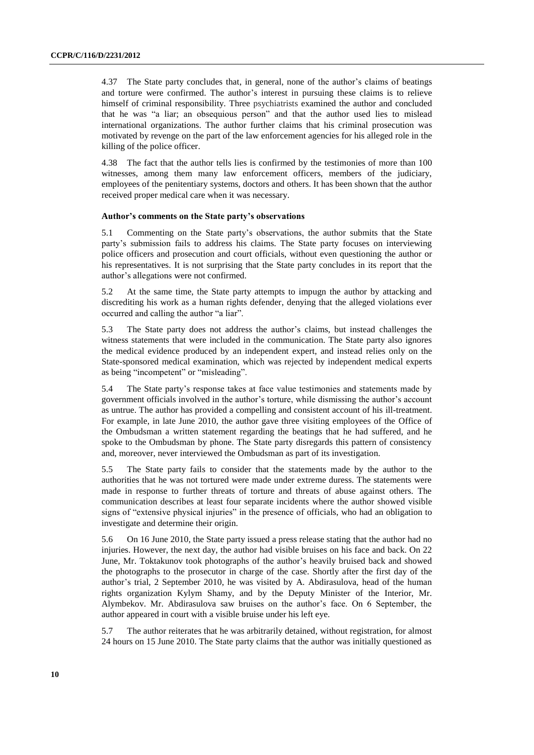4.37 The State party concludes that, in general, none of the author's claims of beatings and torture were confirmed. The author's interest in pursuing these claims is to relieve himself of criminal responsibility. Three psychiatrists examined the author and concluded that he was "a liar; an obsequious person" and that the author used lies to mislead international organizations. The author further claims that his criminal prosecution was motivated by revenge on the part of the law enforcement agencies for his alleged role in the killing of the police officer.

4.38 The fact that the author tells lies is confirmed by the testimonies of more than 100 witnesses, among them many law enforcement officers, members of the judiciary, employees of the penitentiary systems, doctors and others. It has been shown that the author received proper medical care when it was necessary.

**Author's comments on the State party's observations**

5.1 Commenting on the State party's observations, the author submits that the State party's submission fails to address his claims. The State party focuses on interviewing police officers and prosecution and court officials, without even questioning the author or his representatives. It is not surprising that the State party concludes in its report that the author's allegations were not confirmed.

5.2 At the same time, the State party attempts to impugn the author by attacking and discrediting his work as a human rights defender, denying that the alleged violations ever occurred and calling the author "a liar".

5.3 The State party does not address the author's claims, but instead challenges the witness statements that were included in the communication. The State party also ignores the medical evidence produced by an independent expert, and instead relies only on the State-sponsored medical examination, which was rejected by independent medical experts as being "incompetent" or "misleading".

5.4 The State party's response takes at face value testimonies and statements made by government officials involved in the author's torture, while dismissing the author's account as untrue. The author has provided a compelling and consistent account of his ill-treatment. For example, in late June 2010, the author gave three visiting employees of the Office of the Ombudsman a written statement regarding the beatings that he had suffered, and he spoke to the Ombudsman by phone. The State party disregards this pattern of consistency and, moreover, never interviewed the Ombudsman as part of its investigation.

5.5 The State party fails to consider that the statements made by the author to the authorities that he was not tortured were made under extreme duress. The statements were made in response to further threats of torture and threats of abuse against others. The communication describes at least four separate incidents where the author showed visible signs of "extensive physical injuries" in the presence of officials, who had an obligation to investigate and determine their origin.

5.6 On 16 June 2010, the State party issued a press release stating that the author had no injuries. However, the next day, the author had visible bruises on his face and back. On 22 June, Mr. Toktakunov took photographs of the author's heavily bruised back and showed the photographs to the prosecutor in charge of the case. Shortly after the first day of the author's trial, 2 September 2010, he was visited by A. Abdirasulova, head of the human rights organization Kylym Shamy, and by the Deputy Minister of the Interior, Mr. Alymbekov. Mr. Abdirasulova saw bruises on the author's face. On 6 September, the author appeared in court with a visible bruise under his left eye.

5.7 The author reiterates that he was arbitrarily detained, without registration, for almost 24 hours on 15 June 2010. The State party claims that the author was initially questioned as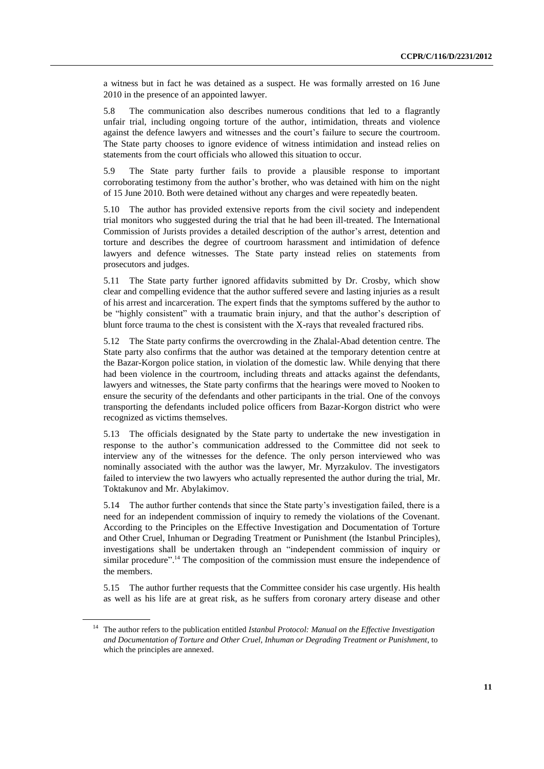a witness but in fact he was detained as a suspect. He was formally arrested on 16 June 2010 in the presence of an appointed lawyer.

5.8 The communication also describes numerous conditions that led to a flagrantly unfair trial, including ongoing torture of the author, intimidation, threats and violence against the defence lawyers and witnesses and the court's failure to secure the courtroom. The State party chooses to ignore evidence of witness intimidation and instead relies on statements from the court officials who allowed this situation to occur.

5.9 The State party further fails to provide a plausible response to important corroborating testimony from the author's brother, who was detained with him on the night of 15 June 2010. Both were detained without any charges and were repeatedly beaten.

5.10 The author has provided extensive reports from the civil society and independent trial monitors who suggested during the trial that he had been ill-treated. The International Commission of Jurists provides a detailed description of the author's arrest, detention and torture and describes the degree of courtroom harassment and intimidation of defence lawyers and defence witnesses. The State party instead relies on statements from prosecutors and judges.

5.11 The State party further ignored affidavits submitted by Dr. Crosby, which show clear and compelling evidence that the author suffered severe and lasting injuries as a result of his arrest and incarceration. The expert finds that the symptoms suffered by the author to be "highly consistent" with a traumatic brain injury, and that the author's description of blunt force trauma to the chest is consistent with the X-rays that revealed fractured ribs.

5.12 The State party confirms the overcrowding in the Zhalal-Abad detention centre. The State party also confirms that the author was detained at the temporary detention centre at the Bazar-Korgon police station, in violation of the domestic law. While denying that there had been violence in the courtroom, including threats and attacks against the defendants, lawyers and witnesses, the State party confirms that the hearings were moved to Nooken to ensure the security of the defendants and other participants in the trial. One of the convoys transporting the defendants included police officers from Bazar-Korgon district who were recognized as victims themselves.

5.13 The officials designated by the State party to undertake the new investigation in response to the author's communication addressed to the Committee did not seek to interview any of the witnesses for the defence. The only person interviewed who was nominally associated with the author was the lawyer, Mr. Myrzakulov. The investigators failed to interview the two lawyers who actually represented the author during the trial, Mr. Toktakunov and Mr. Abylakimov.

5.14 The author further contends that since the State party's investigation failed, there is a need for an independent commission of inquiry to remedy the violations of the Covenant. According to the Principles on the Effective Investigation and Documentation of Torture and Other Cruel, Inhuman or Degrading Treatment or Punishment (the Istanbul Principles), investigations shall be undertaken through an "independent commission of inquiry or similar procedure".[14] The composition of the commission must ensure the independence of the members.

5.15 The author further requests that the Committee consider his case urgently. His health as well as his life are at great risk, as he suffers from coronary artery disease and other

[14] The author refers to the publication entitled *Istanbul Protocol: Manual on the Effective Investigation and Documentation of Torture and Other Cruel, Inhuman or Degrading Treatment or Punishment*, to which the principles are annexed.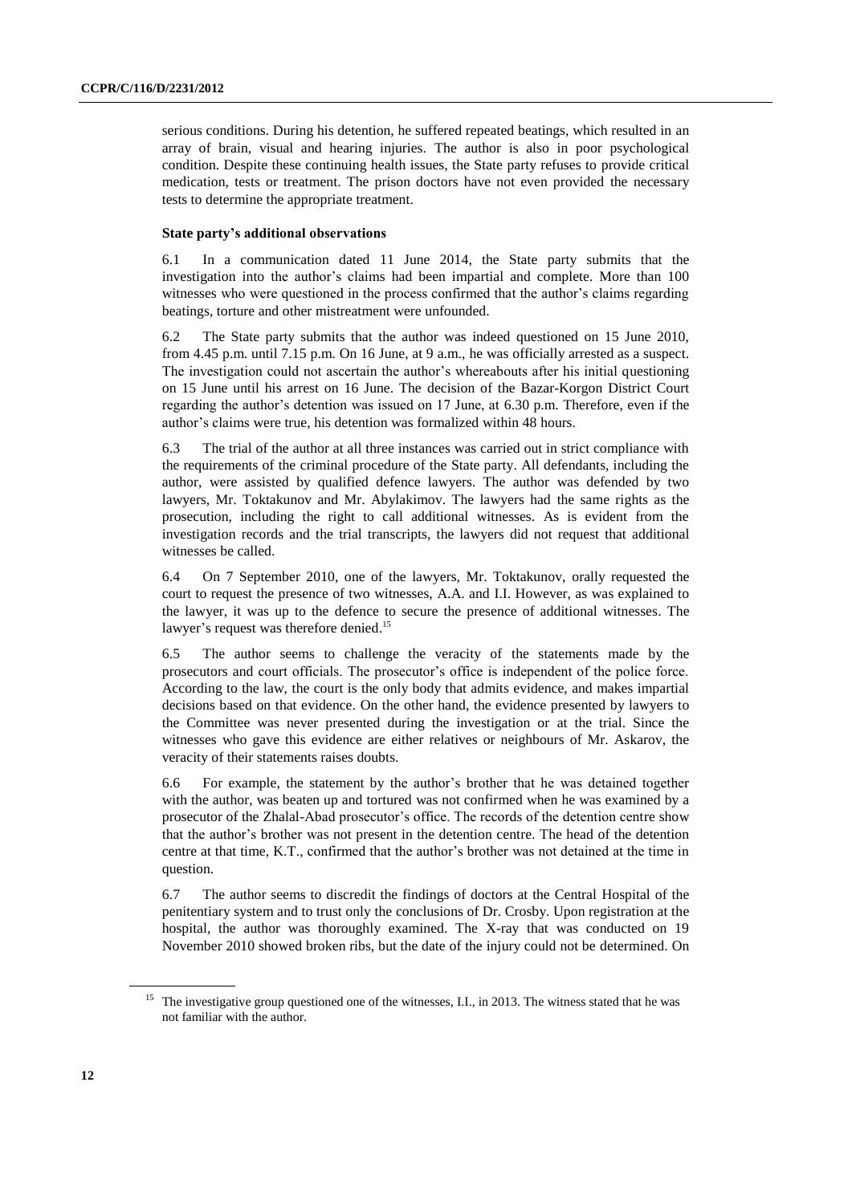serious conditions. During his detention, he suffered repeated beatings, which resulted in an array of brain, visual and hearing injuries. The author is also in poor psychological condition. Despite these continuing health issues, the State party refuses to provide critical medication, tests or treatment. The prison doctors have not even provided the necessary tests to determine the appropriate treatment.

**State party's additional observations**

6.1 In a communication dated 11 June 2014, the State party submits that the investigation into the author's claims had been impartial and complete. More than 100 witnesses who were questioned in the process confirmed that the author's claims regarding beatings, torture and other mistreatment were unfounded.

6.2 The State party submits that the author was indeed questioned on 15 June 2010, from 4.45 p.m. until 7.15 p.m. On 16 June, at 9 a.m., he was officially arrested as a suspect. The investigation could not ascertain the author's whereabouts after his initial questioning on 15 June until his arrest on 16 June. The decision of the Bazar-Korgon District Court regarding the author's detention was issued on 17 June, at 6.30 p.m. Therefore, even if the author's claims were true, his detention was formalized within 48 hours.

6.3 The trial of the author at all three instances was carried out in strict compliance with the requirements of the criminal procedure of the State party. All defendants, including the author, were assisted by qualified defence lawyers. The author was defended by two lawyers, Mr. Toktakunov and Mr. Abylakimov. The lawyers had the same rights as the prosecution, including the right to call additional witnesses. As is evident from the investigation records and the trial transcripts, the lawyers did not request that additional witnesses be called.

6.4 On 7 September 2010, one of the lawyers, Mr. Toktakunov, orally requested the court to request the presence of two witnesses, A.A. and I.I. However, as was explained to the lawyer, it was up to the defence to secure the presence of additional witnesses. The lawyer's request was therefore denied.[15]

6.5 The author seems to challenge the veracity of the statements made by the prosecutors and court officials. The prosecutor's office is independent of the police force. According to the law, the court is the only body that admits evidence, and makes impartial decisions based on that evidence. On the other hand, the evidence presented by lawyers to the Committee was never presented during the investigation or at the trial. Since the witnesses who gave this evidence are either relatives or neighbours of Mr. Askarov, the veracity of their statements raises doubts.

6.6 For example, the statement by the author's brother that he was detained together with the author, was beaten up and tortured was not confirmed when he was examined by a prosecutor of the Zhalal-Abad prosecutor's office. The records of the detention centre show that the author's brother was not present in the detention centre. The head of the detention centre at that time, K.T., confirmed that the author's brother was not detained at the time in question.

6.7 The author seems to discredit the findings of doctors at the Central Hospital of the penitentiary system and to trust only the conclusions of Dr. Crosby. Upon registration at the hospital, the author was thoroughly examined. The X-ray that was conducted on 19 November 2010 showed broken ribs, but the date of the injury could not be determined. On

[15] The investigative group questioned one of the witnesses, I.I., in 2013. The witness stated that he was not familiar with the author.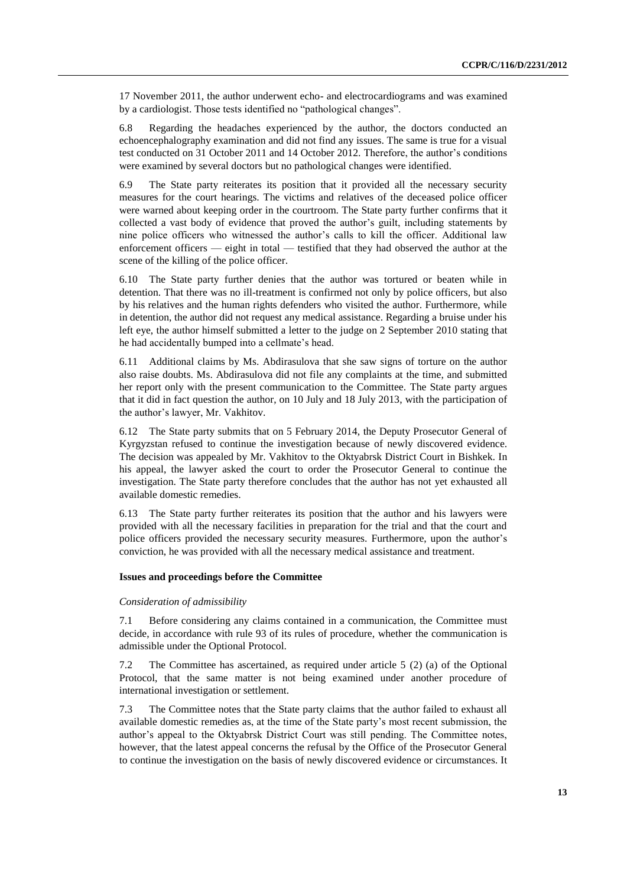17 November 2011, the author underwent echo- and electrocardiograms and was examined by a cardiologist. Those tests identified no "pathological changes".

6.8 Regarding the headaches experienced by the author, the doctors conducted an echoencephalography examination and did not find any issues. The same is true for a visual test conducted on 31 October 2011 and 14 October 2012. Therefore, the author's conditions were examined by several doctors but no pathological changes were identified.

6.9 The State party reiterates its position that it provided all the necessary security measures for the court hearings. The victims and relatives of the deceased police officer were warned about keeping order in the courtroom. The State party further confirms that it collected a vast body of evidence that proved the author's guilt, including statements by nine police officers who witnessed the author's calls to kill the officer. Additional law enforcement officers — eight in total — testified that they had observed the author at the scene of the killing of the police officer.

6.10 The State party further denies that the author was tortured or beaten while in detention. That there was no ill-treatment is confirmed not only by police officers, but also by his relatives and the human rights defenders who visited the author. Furthermore, while in detention, the author did not request any medical assistance. Regarding a bruise under his left eye, the author himself submitted a letter to the judge on 2 September 2010 stating that he had accidentally bumped into a cellmate's head.

6.11 Additional claims by Ms. Abdirasulova that she saw signs of torture on the author also raise doubts. Ms. Abdirasulova did not file any complaints at the time, and submitted her report only with the present communication to the Committee. The State party argues that it did in fact question the author, on 10 July and 18 July 2013, with the participation of the author's lawyer, Mr. Vakhitov.

6.12 The State party submits that on 5 February 2014, the Deputy Prosecutor General of Kyrgyzstan refused to continue the investigation because of newly discovered evidence. The decision was appealed by Mr. Vakhitov to the Oktyabrsk District Court in Bishkek. In his appeal, the lawyer asked the court to order the Prosecutor General to continue the investigation. The State party therefore concludes that the author has not yet exhausted all available domestic remedies.

6.13 The State party further reiterates its position that the author and his lawyers were provided with all the necessary facilities in preparation for the trial and that the court and police officers provided the necessary security measures. Furthermore, upon the author's conviction, he was provided with all the necessary medical assistance and treatment.

### Issues and proceedings before the Committee

*Consideration of admissibility*

7.1 Before considering any claims contained in a communication, the Committee must decide, in accordance with rule 93 of its rules of procedure, whether the communication is admissible under the Optional Protocol.

7.2 The Committee has ascertained, as required under article 5 (2) (a) of the Optional Protocol, that the same matter is not being examined under another procedure of international investigation or settlement.

7.3 The Committee notes that the State party claims that the author failed to exhaust all available domestic remedies as, at the time of the State party's most recent submission, the author's appeal to the Oktyabrsk District Court was still pending. The Committee notes, however, that the latest appeal concerns the refusal by the Office of the Prosecutor General to continue the investigation on the basis of newly discovered evidence or circumstances. It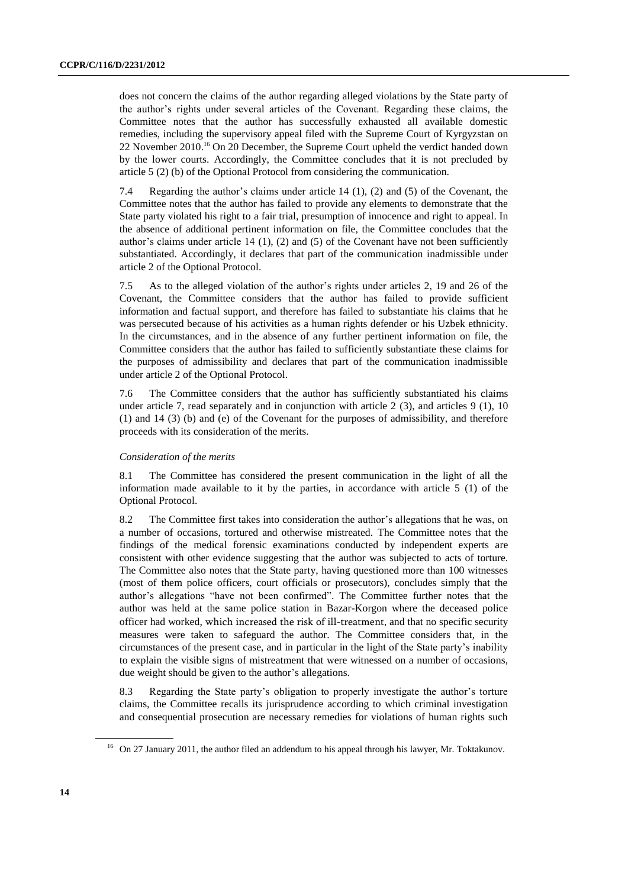does not concern the claims of the author regarding alleged violations by the State party of the author's rights under several articles of the Covenant. Regarding these claims, the Committee notes that the author has successfully exhausted all available domestic remedies, including the supervisory appeal filed with the Supreme Court of Kyrgyzstan on 22 November 2010.[16] On 20 December, the Supreme Court upheld the verdict handed down by the lower courts. Accordingly, the Committee concludes that it is not precluded by article 5 (2) (b) of the Optional Protocol from considering the communication.

7.4 Regarding the author's claims under article 14 (1), (2) and (5) of the Covenant, the Committee notes that the author has failed to provide any elements to demonstrate that the State party violated his right to a fair trial, presumption of innocence and right to appeal. In the absence of additional pertinent information on file, the Committee concludes that the author's claims under article 14 (1), (2) and (5) of the Covenant have not been sufficiently substantiated. Accordingly, it declares that part of the communication inadmissible under article 2 of the Optional Protocol.

7.5 As to the alleged violation of the author's rights under articles 2, 19 and 26 of the Covenant, the Committee considers that the author has failed to provide sufficient information and factual support, and therefore has failed to substantiate his claims that he was persecuted because of his activities as a human rights defender or his Uzbek ethnicity. In the circumstances, and in the absence of any further pertinent information on file, the Committee considers that the author has failed to sufficiently substantiate these claims for the purposes of admissibility and declares that part of the communication inadmissible under article 2 of the Optional Protocol.

7.6 The Committee considers that the author has sufficiently substantiated his claims under article 7, read separately and in conjunction with article 2 (3), and articles 9 (1), 10 (1) and 14 (3) (b) and (e) of the Covenant for the purposes of admissibility, and therefore proceeds with its consideration of the merits.

*Consideration of the merits*

8.1 The Committee has considered the present communication in the light of all the information made available to it by the parties, in accordance with article 5 (1) of the Optional Protocol.

8.2 The Committee first takes into consideration the author's allegations that he was, on a number of occasions, tortured and otherwise mistreated. The Committee notes that the findings of the medical forensic examinations conducted by independent experts are consistent with other evidence suggesting that the author was subjected to acts of torture. The Committee also notes that the State party, having questioned more than 100 witnesses (most of them police officers, court officials or prosecutors), concludes simply that the author's allegations "have not been confirmed". The Committee further notes that the author was held at the same police station in Bazar-Korgon where the deceased police officer had worked, which increased the risk of ill-treatment, and that no specific security measures were taken to safeguard the author. The Committee considers that, in the circumstances of the present case, and in particular in the light of the State party's inability to explain the visible signs of mistreatment that were witnessed on a number of occasions, due weight should be given to the author's allegations.

8.3 Regarding the State party's obligation to properly investigate the author's torture claims, the Committee recalls its jurisprudence according to which criminal investigation and consequential prosecution are necessary remedies for violations of human rights such

[16] On 27 January 2011, the author filed an addendum to his appeal through his lawyer, Mr. Toktakunov.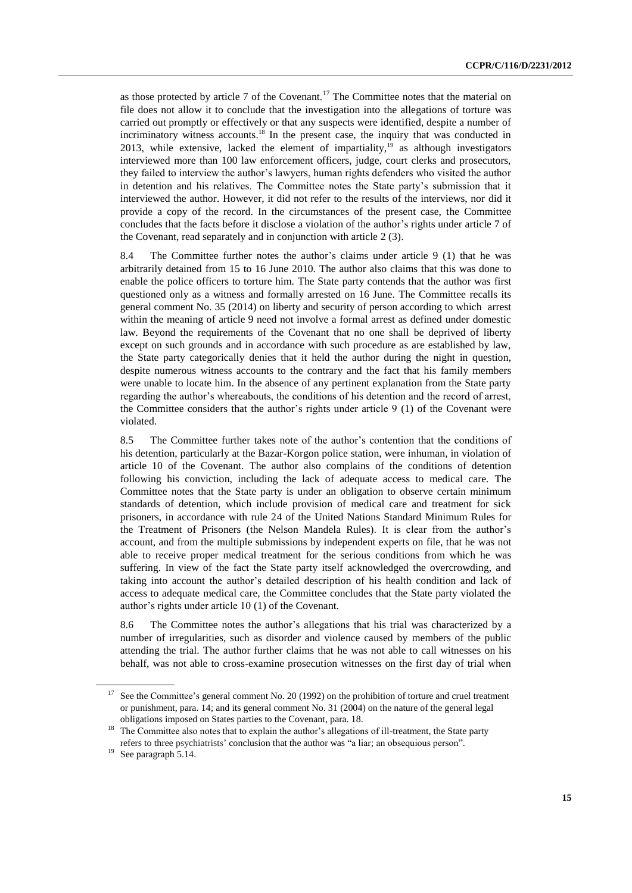as those protected by article 7 of the Covenant.[17] The Committee notes that the material on file does not allow it to conclude that the investigation into the allegations of torture was carried out promptly or effectively or that any suspects were identified, despite a number of incriminatory witness accounts.[18] In the present case, the inquiry that was conducted in 2013, while extensive, lacked the element of impartiality,[19] as although investigators interviewed more than 100 law enforcement officers, judge, court clerks and prosecutors, they failed to interview the author's lawyers, human rights defenders who visited the author in detention and his relatives. The Committee notes the State party's submission that it interviewed the author. However, it did not refer to the results of the interviews, nor did it provide a copy of the record. In the circumstances of the present case, the Committee concludes that the facts before it disclose a violation of the author's rights under article 7 of the Covenant, read separately and in conjunction with article 2 (3).

8.4 The Committee further notes the author's claims under article 9 (1) that he was arbitrarily detained from 15 to 16 June 2010. The author also claims that this was done to enable the police officers to torture him. The State party contends that the author was first questioned only as a witness and formally arrested on 16 June. The Committee recalls its general comment No. 35 (2014) on liberty and security of person according to which arrest within the meaning of article 9 need not involve a formal arrest as defined under domestic law. Beyond the requirements of the Covenant that no one shall be deprived of liberty except on such grounds and in accordance with such procedure as are established by law, the State party categorically denies that it held the author during the night in question, despite numerous witness accounts to the contrary and the fact that his family members were unable to locate him. In the absence of any pertinent explanation from the State party regarding the author's whereabouts, the conditions of his detention and the record of arrest, the Committee considers that the author's rights under article 9 (1) of the Covenant were violated.

8.5 The Committee further takes note of the author's contention that the conditions of his detention, particularly at the Bazar-Korgon police station, were inhuman, in violation of article 10 of the Covenant. The author also complains of the conditions of detention following his conviction, including the lack of adequate access to medical care. The Committee notes that the State party is under an obligation to observe certain minimum standards of detention, which include provision of medical care and treatment for sick prisoners, in accordance with rule 24 of the United Nations Standard Minimum Rules for the Treatment of Prisoners (the Nelson Mandela Rules). It is clear from the author's account, and from the multiple submissions by independent experts on file, that he was not able to receive proper medical treatment for the serious conditions from which he was suffering. In view of the fact the State party itself acknowledged the overcrowding, and taking into account the author's detailed description of his health condition and lack of access to adequate medical care, the Committee concludes that the State party violated the author's rights under article 10 (1) of the Covenant.

8.6 The Committee notes the author's allegations that his trial was characterized by a number of irregularities, such as disorder and violence caused by members of the public attending the trial. The author further claims that he was not able to call witnesses on his behalf, was not able to cross-examine prosecution witnesses on the first day of trial when

[17] See the Committee's general comment No. 20 (1992) on the prohibition of torture and cruel treatment or punishment, para. 14; and its general comment No. 31 (2004) on the nature of the general legal obligations imposed on States parties to the Covenant, para. 18.

[18] The Committee also notes that to explain the author's allegations of ill-treatment, the State party refers to three psychiatrists' conclusion that the author was "a liar; an obsequious person".

[19] See paragraph 5.14.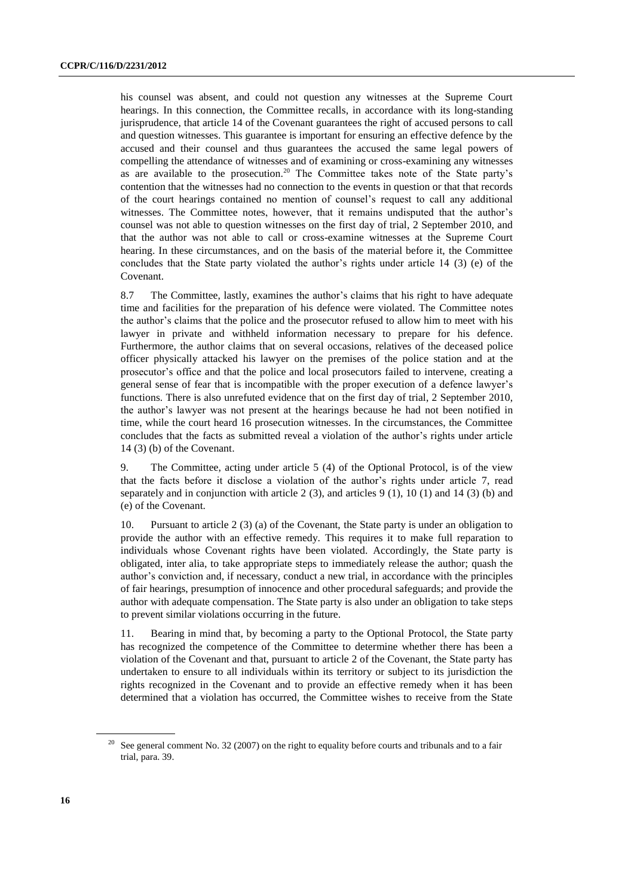his counsel was absent, and could not question any witnesses at the Supreme Court hearings. In this connection, the Committee recalls, in accordance with its long-standing jurisprudence, that article 14 of the Covenant guarantees the right of accused persons to call and question witnesses. This guarantee is important for ensuring an effective defence by the accused and their counsel and thus guarantees the accused the same legal powers of compelling the attendance of witnesses and of examining or cross-examining any witnesses as are available to the prosecution.[20] The Committee takes note of the State party's contention that the witnesses had no connection to the events in question or that that records of the court hearings contained no mention of counsel's request to call any additional witnesses. The Committee notes, however, that it remains undisputed that the author's counsel was not able to question witnesses on the first day of trial, 2 September 2010, and that the author was not able to call or cross-examine witnesses at the Supreme Court hearing. In these circumstances, and on the basis of the material before it, the Committee concludes that the State party violated the author's rights under article 14 (3) (e) of the Covenant.

8.7 The Committee, lastly, examines the author's claims that his right to have adequate time and facilities for the preparation of his defence were violated. The Committee notes the author's claims that the police and the prosecutor refused to allow him to meet with his lawyer in private and withheld information necessary to prepare for his defence. Furthermore, the author claims that on several occasions, relatives of the deceased police officer physically attacked his lawyer on the premises of the police station and at the prosecutor's office and that the police and local prosecutors failed to intervene, creating a general sense of fear that is incompatible with the proper execution of a defence lawyer's functions. There is also unrefuted evidence that on the first day of trial, 2 September 2010, the author's lawyer was not present at the hearings because he had not been notified in time, while the court heard 16 prosecution witnesses. In the circumstances, the Committee concludes that the facts as submitted reveal a violation of the author's rights under article 14 (3) (b) of the Covenant.

9. The Committee, acting under article 5 (4) of the Optional Protocol, is of the view that the facts before it disclose a violation of the author's rights under article 7, read separately and in conjunction with article 2 (3), and articles 9 (1), 10 (1) and 14 (3) (b) and (e) of the Covenant.

10. Pursuant to article 2 (3) (a) of the Covenant, the State party is under an obligation to provide the author with an effective remedy. This requires it to make full reparation to individuals whose Covenant rights have been violated. Accordingly, the State party is obligated, inter alia, to take appropriate steps to immediately release the author; quash the author's conviction and, if necessary, conduct a new trial, in accordance with the principles of fair hearings, presumption of innocence and other procedural safeguards; and provide the author with adequate compensation. The State party is also under an obligation to take steps to prevent similar violations occurring in the future.

11. Bearing in mind that, by becoming a party to the Optional Protocol, the State party has recognized the competence of the Committee to determine whether there has been a violation of the Covenant and that, pursuant to article 2 of the Covenant, the State party has undertaken to ensure to all individuals within its territory or subject to its jurisdiction the rights recognized in the Covenant and to provide an effective remedy when it has been determined that a violation has occurred, the Committee wishes to receive from the State

[20] See general comment No. 32 (2007) on the right to equality before courts and tribunals and to a fair trial, para. 39.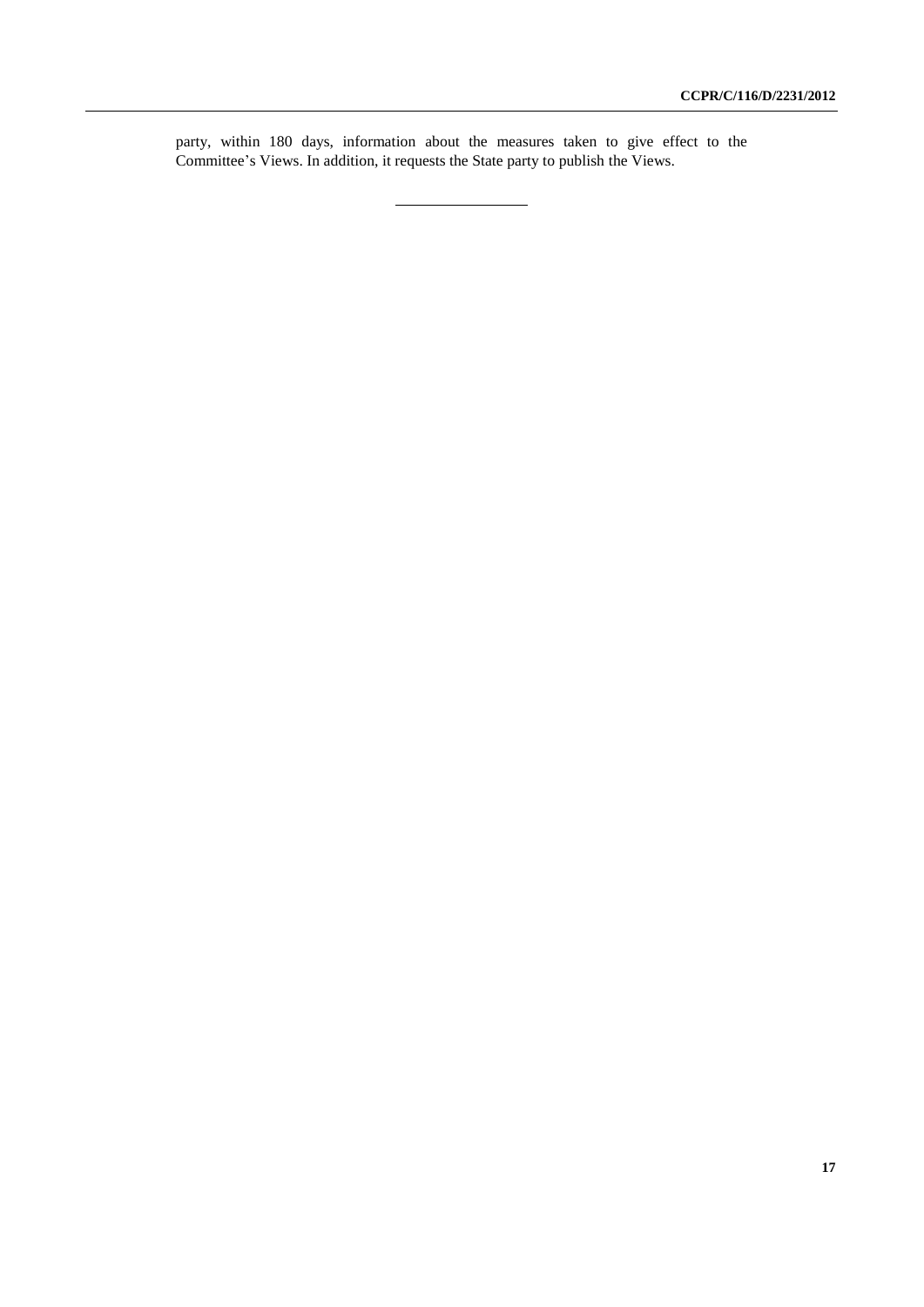party, within 180 days, information about the measures taken to give effect to the Committee's Views. In addition, it requests the State party to publish the Views.